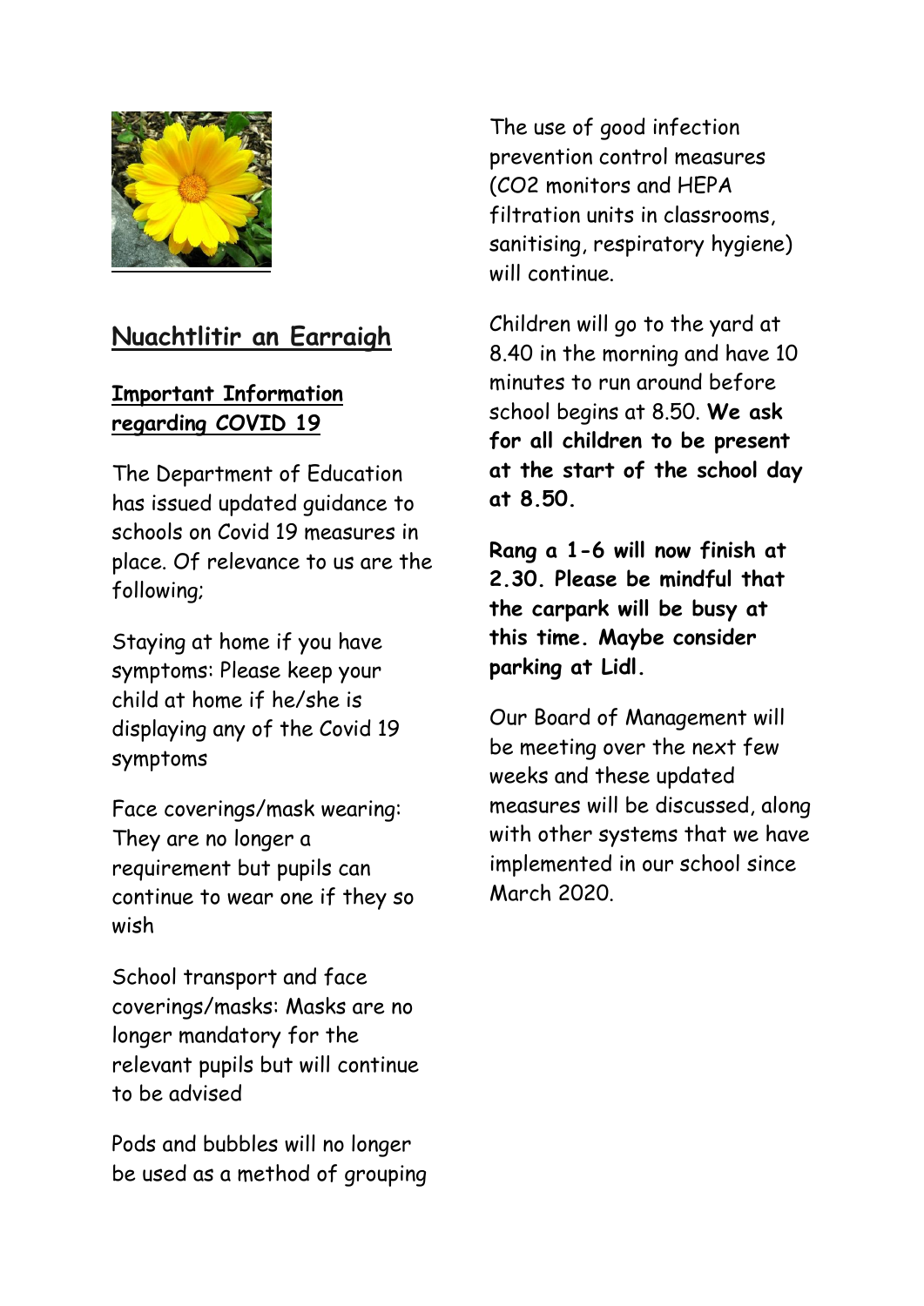## Nuachtlitir an Earraigh

### Important Information regarding COVID 19

The Department of Education has issued updated guidance to schools on Covid 19 measures in place. Of relevance to us are the following;

Staying at home if you have symptoms: Please keep your child at home if he/she is displaying any of the Covid 19 symptoms

Face coverings/mask wearing: They are no longer a requirement but pupils can continue to wear one if they so wish

School transport and face coverings/masks: Masks are no longer mandatory for the relevant pupils but will continue to be advised

Pods and bubbles will no longer be used as a method of grouping

The use of good infection prevention control measures ($CO_2$ monitors and HEPA filtration units in classrooms, sanitising, respiratory hygiene) will continue.

Children will go to the yard at 8.40 in the morning and have 10 minutes to run around before school begins at 8.50. **We ask for all children to be present at the start of the school day at 8.50.**

**Rang a 1-6 will now finish at 2.30. Please be mindful that the carpark will be busy at this time. Maybe consider parking at Lidl.**

Our Board of Management will be meeting over the next few weeks and these updated measures will be discussed, along with other systems that we have implemented in our school since March 2020.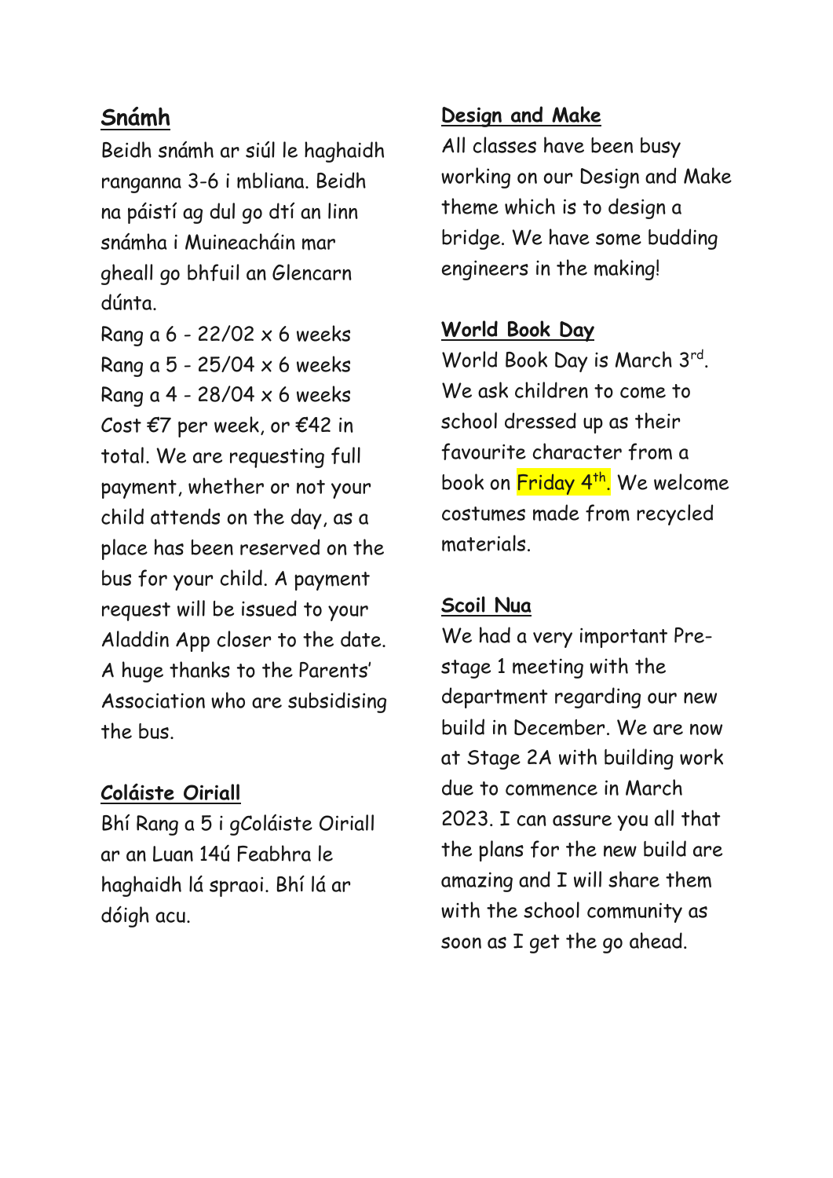## Snámh

Beidh snámh ar siúl le haghaidh ranganna 3-6 i mbliana. Beidh na páistí ag dul go dtí an linn snámha i Muineacháin mar gheall go bhfuil an Glencarn dúnta.

Rang a 6 - 22/02 x 6 weeks
Rang a 5 - 25/04 x 6 weeks
Rang a 4 - 28/04 x 6 weeks
Cost €7 per week, or €42 in total. We are requesting full payment, whether or not your child attends on the day, as a place has been reserved on the bus for your child. A payment request will be issued to your Aladdin App closer to the date. A huge thanks to the Parents' Association who are subsidising the bus.

## Coláiste Oiriall

Bhí Rang a 5 i gColáiste Oiriall ar an Luan 14ú Feabhra le haghaidh lá spraoi. Bhí lá ar dóigh acu.

## Design and Make

All classes have been busy working on our Design and Make theme which is to design a bridge. We have some budding engineers in the making!

## World Book Day

World Book Day is March 3rd. We ask children to come to school dressed up as their favourite character from a book on Friday 4th. We welcome costumes made from recycled materials.

## Scoil Nua

We had a very important Pre-stage 1 meeting with the department regarding our new build in December. We are now at Stage 2A with building work due to commence in March 2023. I can assure you all that the plans for the new build are amazing and I will share them with the school community as soon as I get the go ahead.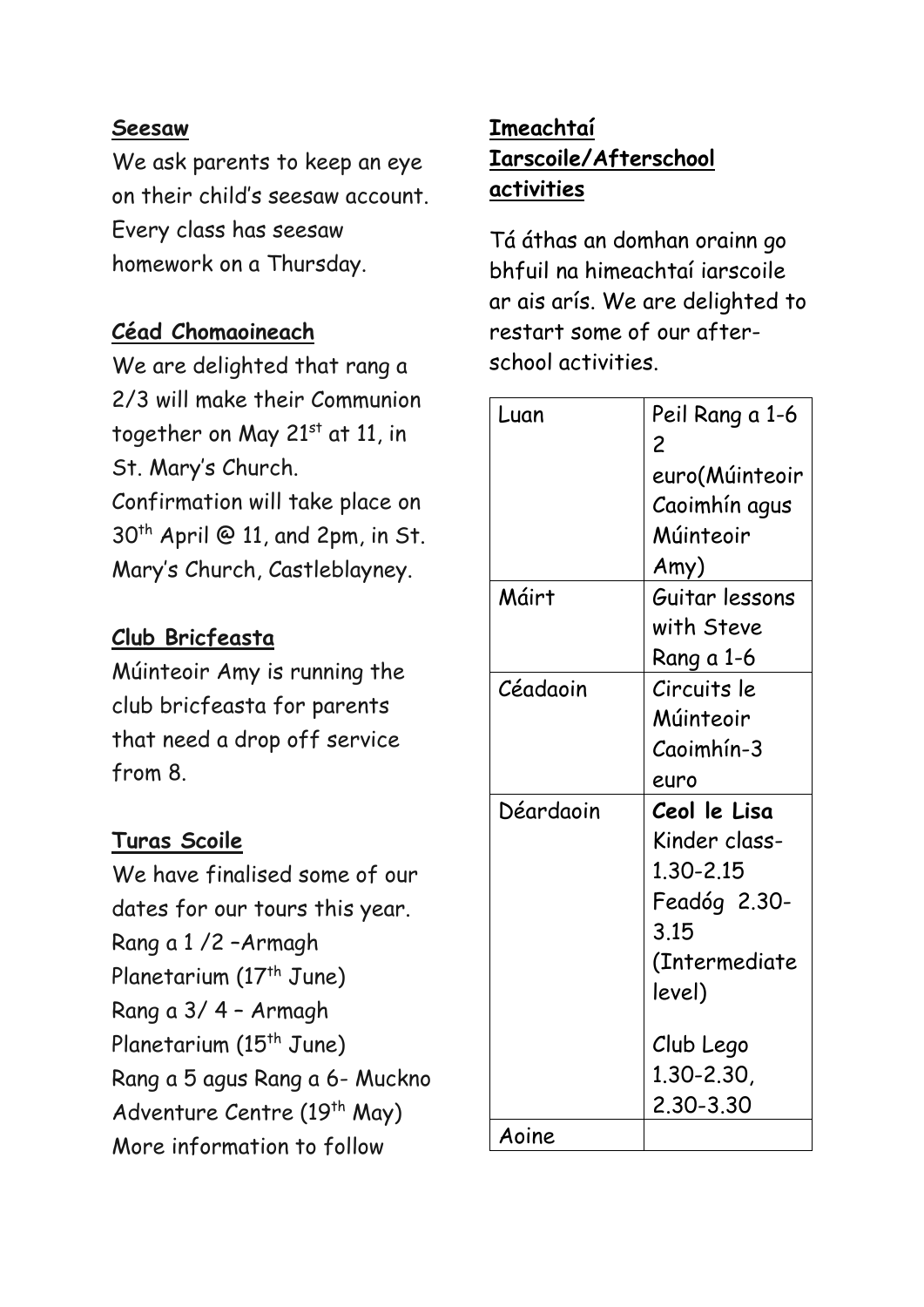**Seesaw**

We ask parents to keep an eye on their child's seesaw account. Every class has seesaw homework on a Thursday.

**Céad Chomaoineach**

We are delighted that rang a 2/3 will make their Communion together on May 21st at 11, in St. Mary's Church.
Confirmation will take place on 30th April @ 11, and 2pm, in St. Mary's Church, Castleblayney.

**Club Bricfeasta**

Múinteoir Amy is running the club bricfeasta for parents that need a drop off service from 8.

**Turas Scoile**

We have finalised some of our dates for our tours this year.
Rang a 1 /2 –Armagh Planetarium (17th June)
Rang a 3/ 4 – Armagh Planetarium (15th June)
Rang a 5 agus Rang a 6- Muckno Adventure Centre (19th May)
More information to follow

**Imeachtaí Iarscoile/Afterschool activities**

Tá áthas an domhan orainn go bhfuil na himeachtaí iarscoile ar ais arís. We are delighted to restart some of our after-school activities.

| | |
|---|---|
| Luan | Peil Rang a 1-6 2 euro(Múinteoir Caoimhín agus Múinteoir Amy) |
| Máirt | Guitar lessons with Steve Rang a 1-6 |
| Céadaoin | Circuits le Múinteoir Caoimhín-3 euro |
| Déardaoin | **Ceol le Lisa** Kinder class- 1.30-2.15 Feadóg 2.30-3.15 (Intermediate level)<br><br>Club Lego 1.30-2.30, 2.30-3.30 |
| Aoine | |